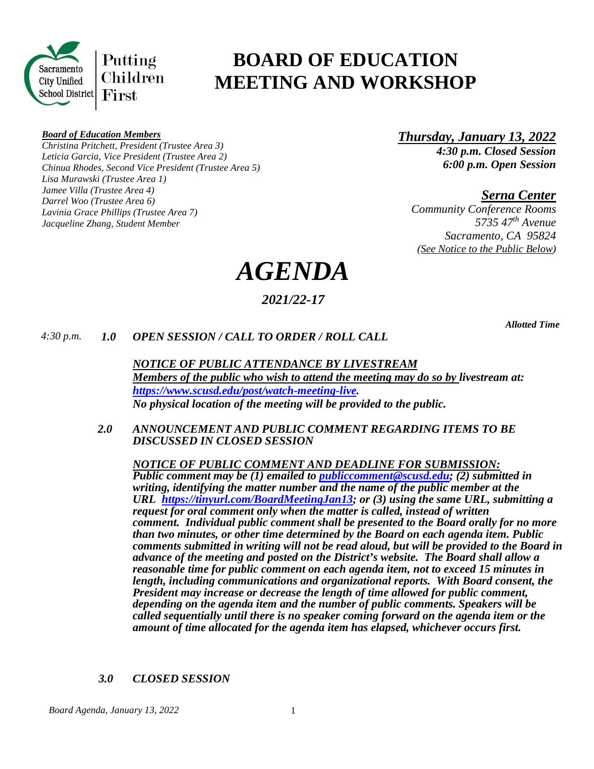Sacramento City Unified School District — Putting Children First

# BOARD OF EDUCATION MEETING AND WORKSHOP

***Board of Education Members***
*Christina Pritchett, President (Trustee Area 3)*
*Leticia Garcia, Vice President (Trustee Area 2)*
*Chinua Rhodes, Second Vice President (Trustee Area 5)*
*Lisa Murawski (Trustee Area 1)*
*Jamee Villa (Trustee Area 4)*
*Darrel Woo (Trustee Area 6)*
*Lavinia Grace Phillips (Trustee Area 7)*
*Jacqueline Zhang, Student Member*

***Thursday, January 13, 2022***
***4:30 p.m. Closed Session***
***6:00 p.m. Open Session***

***Serna Center***
*Community Conference Rooms*
*5735 47th Avenue*
*Sacramento, CA 95824*
*(See Notice to the Public Below)*

# *AGENDA*

## *2021/22-17*

***Allotted Time***

*4:30 p.m.* ***1.0 OPEN SESSION / CALL TO ORDER / ROLL CALL***

***NOTICE OF PUBLIC ATTENDANCE BY LIVESTREAM***
***Members of the public who wish to attend the meeting may do so by livestream at: https://www.scusd.edu/post/watch-meeting-live.***
***No physical location of the meeting will be provided to the public.***

***2.0 ANNOUNCEMENT AND PUBLIC COMMENT REGARDING ITEMS TO BE DISCUSSED IN CLOSED SESSION***

***NOTICE OF PUBLIC COMMENT AND DEADLINE FOR SUBMISSION:***
***Public comment may be (1) emailed to publiccomment@scusd.edu; (2) submitted in writing, identifying the matter number and the name of the public member at the URL https://tinyurl.com/BoardMeetingJan13; or (3) using the same URL, submitting a request for oral comment only when the matter is called, instead of written comment. Individual public comment shall be presented to the Board orally for no more than two minutes, or other time determined by the Board on each agenda item. Public comments submitted in writing will not be read aloud, but will be provided to the Board in advance of the meeting and posted on the District's website. The Board shall allow a reasonable time for public comment on each agenda item, not to exceed 15 minutes in length, including communications and organizational reports. With Board consent, the President may increase or decrease the length of time allowed for public comment, depending on the agenda item and the number of public comments. Speakers will be called sequentially until there is no speaker coming forward on the agenda item or the amount of time allocated for the agenda item has elapsed, whichever occurs first.***

***3.0 CLOSED SESSION***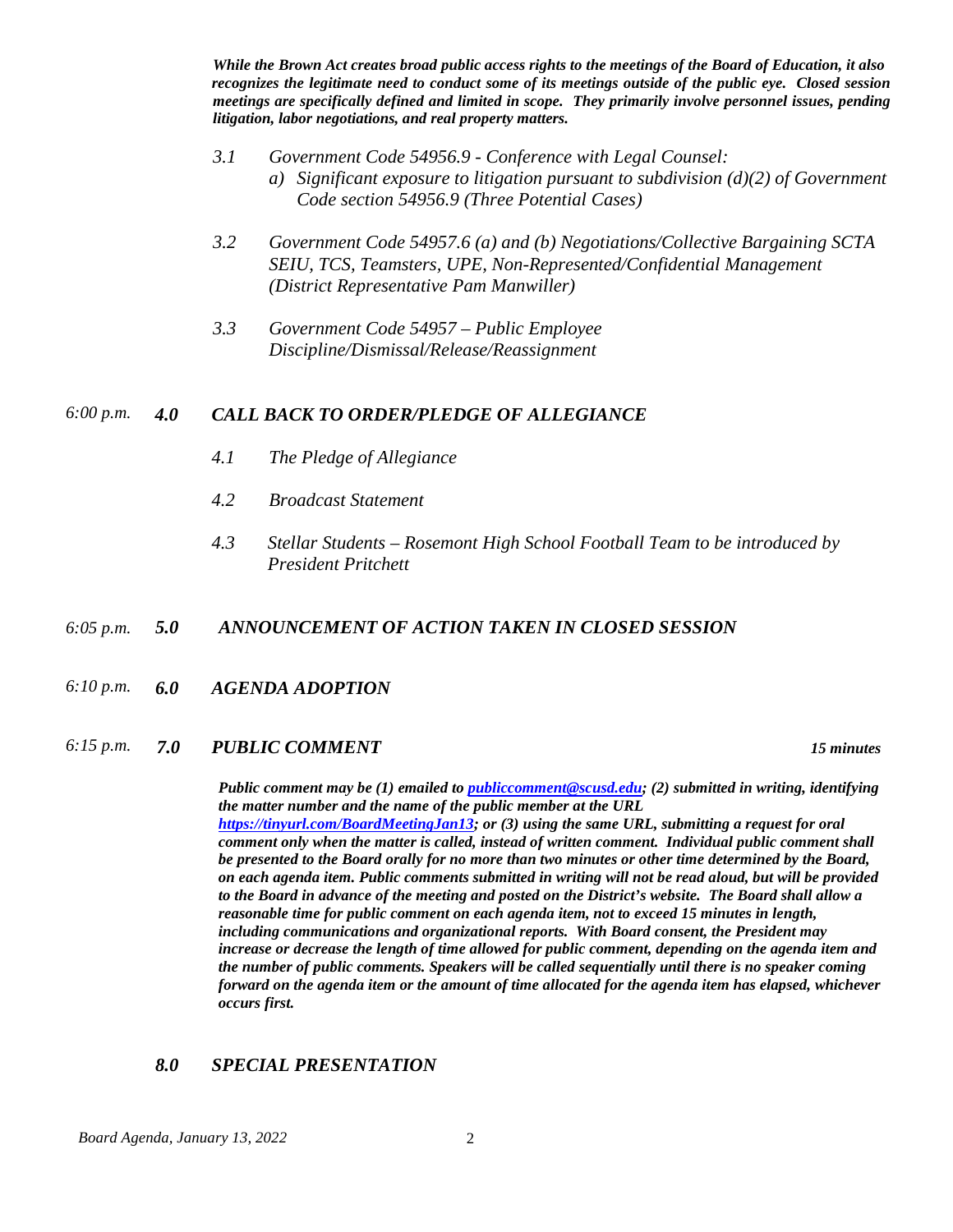***While the Brown Act creates broad public access rights to the meetings of the Board of Education, it also recognizes the legitimate need to conduct some of its meetings outside of the public eye. Closed session meetings are specifically defined and limited in scope. They primarily involve personnel issues, pending litigation, labor negotiations, and real property matters.***

*3.1 Government Code 54956.9 - Conference with Legal Counsel:*
*a) Significant exposure to litigation pursuant to subdivision (d)(2) of Government Code section 54956.9 (Three Potential Cases)*

*3.2 Government Code 54957.6 (a) and (b) Negotiations/Collective Bargaining SCTA SEIU, TCS, Teamsters, UPE, Non-Represented/Confidential Management (District Representative Pam Manwiller)*

*3.3 Government Code 54957 – Public Employee Discipline/Dismissal/Release/Reassignment*

*6:00 p.m.* ***4.0 CALL BACK TO ORDER/PLEDGE OF ALLEGIANCE***

*4.1 The Pledge of Allegiance*

*4.2 Broadcast Statement*

*4.3 Stellar Students – Rosemont High School Football Team to be introduced by President Pritchett*

*6:05 p.m.* ***5.0 ANNOUNCEMENT OF ACTION TAKEN IN CLOSED SESSION***

*6:10 p.m.* ***6.0 AGENDA ADOPTION***

*6:15 p.m.* ***7.0 PUBLIC COMMENT*** ***15 minutes***

***Public comment may be (1) emailed to [publiccomment@scusd.edu](mailto:publiccomment@scusd.edu); (2) submitted in writing, identifying the matter number and the name of the public member at the URL [https://tinyurl.com/BoardMeetingJan13](https://tinyurl.com/BoardMeetingJan13); or (3) using the same URL, submitting a request for oral comment only when the matter is called, instead of written comment. Individual public comment shall be presented to the Board orally for no more than two minutes or other time determined by the Board, on each agenda item. Public comments submitted in writing will not be read aloud, but will be provided to the Board in advance of the meeting and posted on the District's website. The Board shall allow a reasonable time for public comment on each agenda item, not to exceed 15 minutes in length, including communications and organizational reports. With Board consent, the President may increase or decrease the length of time allowed for public comment, depending on the agenda item and the number of public comments. Speakers will be called sequentially until there is no speaker coming forward on the agenda item or the amount of time allocated for the agenda item has elapsed, whichever occurs first.***

***8.0 SPECIAL PRESENTATION***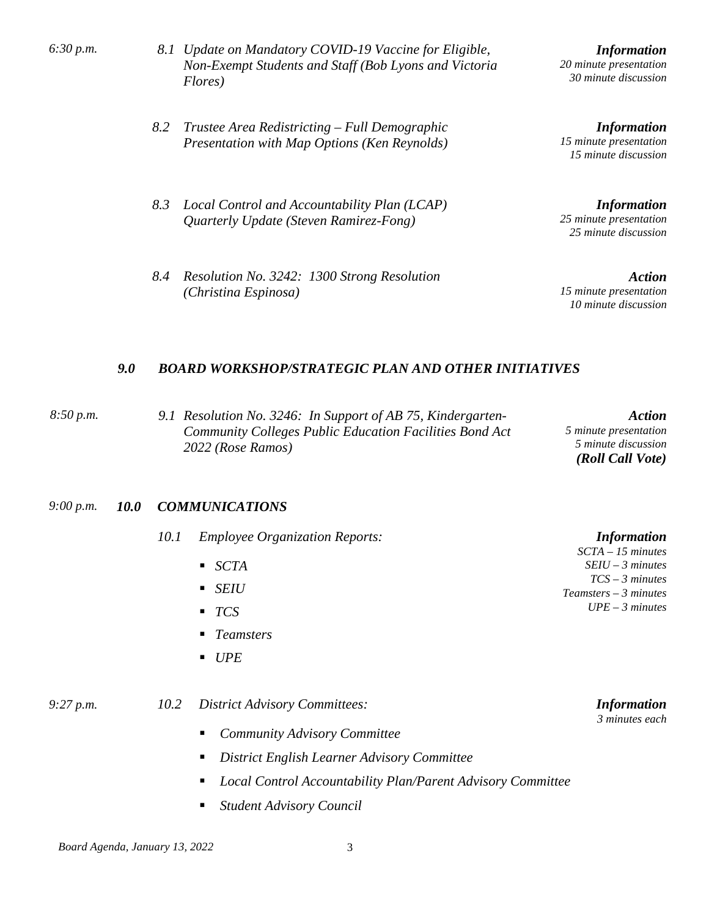*6:30 p.m.* *8.1 Update on Mandatory COVID-19 Vaccine for Eligible, Non-Exempt Students and Staff (Bob Lyons and Victoria Flores)*

***Information***
*20 minute presentation*
*30 minute discussion*

*8.2 Trustee Area Redistricting – Full Demographic Presentation with Map Options (Ken Reynolds)*

***Information***
*15 minute presentation*
*15 minute discussion*

*8.3 Local Control and Accountability Plan (LCAP) Quarterly Update (Steven Ramirez-Fong)*

***Information***
*25 minute presentation*
*25 minute discussion*

*8.4 Resolution No. 3242: 1300 Strong Resolution (Christina Espinosa)*

***Action***
*15 minute presentation*
*10 minute discussion*

### *9.0 BOARD WORKSHOP/STRATEGIC PLAN AND OTHER INITIATIVES*

*8:50 p.m.* *9.1 Resolution No. 3246: In Support of AB 75, Kindergarten-Community Colleges Public Education Facilities Bond Act 2022 (Rose Ramos)*

***Action***
*5 minute presentation*
*5 minute discussion*
***(Roll Call Vote)***

### *9:00 p.m.* *10.0 COMMUNICATIONS*

*10.1 Employee Organization Reports:*

- *SCTA*
- *SEIU*
- *TCS*
- *Teamsters*
- *UPE*

***Information***
*SCTA – 15 minutes*
*SEIU – 3 minutes*
*TCS – 3 minutes*
*Teamsters – 3 minutes*
*UPE – 3 minutes*

*9:27 p.m.* *10.2 District Advisory Committees:*

- *Community Advisory Committee*
- *District English Learner Advisory Committee*
- *Local Control Accountability Plan/Parent Advisory Committee*
- *Student Advisory Council*

***Information***
*3 minutes each*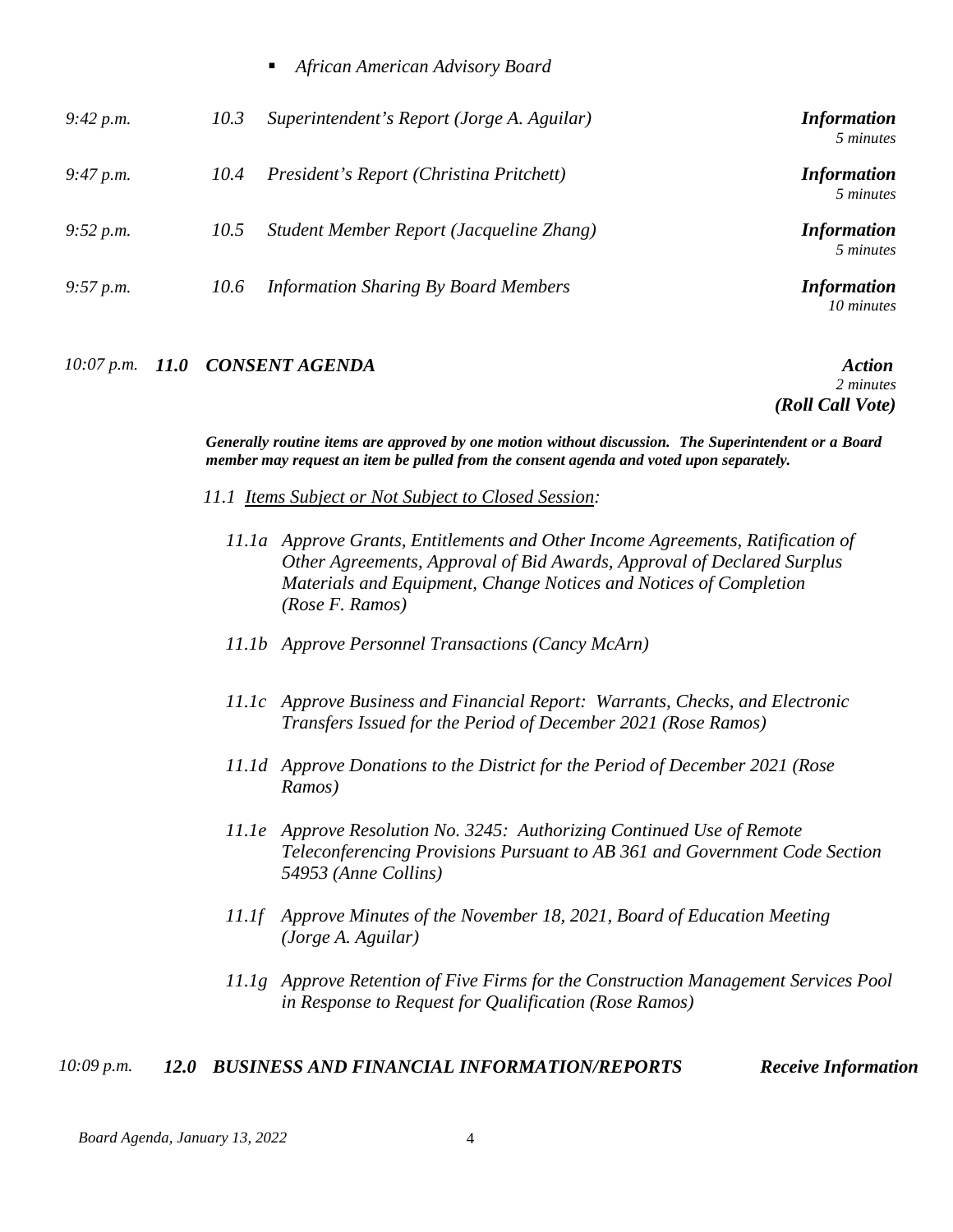- *African American Advisory Board*

| | | | |
|---|---|---|---|
| *9:42 p.m.* | *10.3* | *Superintendent's Report (Jorge A. Aguilar)* | ***Information*** *5 minutes* |
| *9:47 p.m.* | *10.4* | *President's Report (Christina Pritchett)* | ***Information*** *5 minutes* |
| *9:52 p.m.* | *10.5* | *Student Member Report (Jacqueline Zhang)* | ***Information*** *5 minutes* |
| *9:57 p.m.* | *10.6* | *Information Sharing By Board Members* | ***Information*** *10 minutes* |

*10:07 p.m.* ***11.0 CONSENT AGENDA*** ***Action*** *2 minutes* ***(Roll Call Vote)***

***Generally routine items are approved by one motion without discussion. The Superintendent or a Board member may request an item be pulled from the consent agenda and voted upon separately.***

*11.1 Items Subject or Not Subject to Closed Session:*

*11.1a Approve Grants, Entitlements and Other Income Agreements, Ratification of Other Agreements, Approval of Bid Awards, Approval of Declared Surplus Materials and Equipment, Change Notices and Notices of Completion (Rose F. Ramos)*

*11.1b Approve Personnel Transactions (Cancy McArn)*

*11.1c Approve Business and Financial Report: Warrants, Checks, and Electronic Transfers Issued for the Period of December 2021 (Rose Ramos)*

*11.1d Approve Donations to the District for the Period of December 2021 (Rose Ramos)*

*11.1e Approve Resolution No. 3245: Authorizing Continued Use of Remote Teleconferencing Provisions Pursuant to AB 361 and Government Code Section 54953 (Anne Collins)*

*11.1f Approve Minutes of the November 18, 2021, Board of Education Meeting (Jorge A. Aguilar)*

*11.1g Approve Retention of Five Firms for the Construction Management Services Pool in Response to Request for Qualification (Rose Ramos)*

*10:09 p.m.* ***12.0 BUSINESS AND FINANCIAL INFORMATION/REPORTS*** ***Receive Information***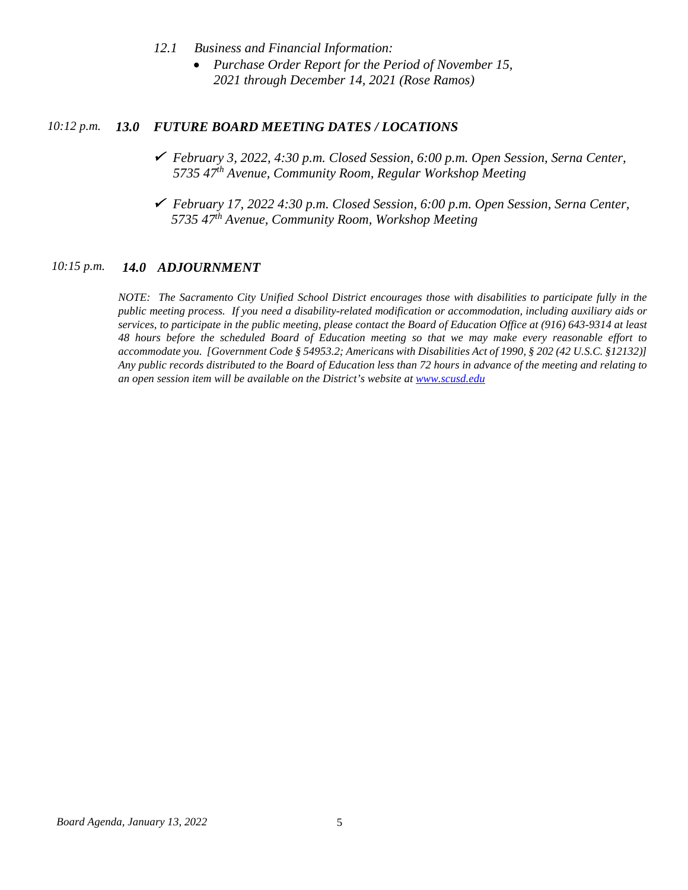*12.1 Business and Financial Information:*

- *Purchase Order Report for the Period of November 15, 2021 through December 14, 2021 (Rose Ramos)*

*10:12 p.m.* ***13.0 FUTURE BOARD MEETING DATES / LOCATIONS***

- ✓ *February 3, 2022, 4:30 p.m. Closed Session, 6:00 p.m. Open Session, Serna Center, 5735 47th Avenue, Community Room, Regular Workshop Meeting*

- ✓ *February 17, 2022 4:30 p.m. Closed Session, 6:00 p.m. Open Session, Serna Center, 5735 47th Avenue, Community Room, Workshop Meeting*

*10:15 p.m.* ***14.0 ADJOURNMENT***

*NOTE: The Sacramento City Unified School District encourages those with disabilities to participate fully in the public meeting process. If you need a disability-related modification or accommodation, including auxiliary aids or services, to participate in the public meeting, please contact the Board of Education Office at (916) 643-9314 at least 48 hours before the scheduled Board of Education meeting so that we may make every reasonable effort to accommodate you. [Government Code § 54953.2; Americans with Disabilities Act of 1990, § 202 (42 U.S.C. §12132)] Any public records distributed to the Board of Education less than 72 hours in advance of the meeting and relating to an open session item will be available on the District's website at [www.scusd.edu](http://www.scusd.edu)*